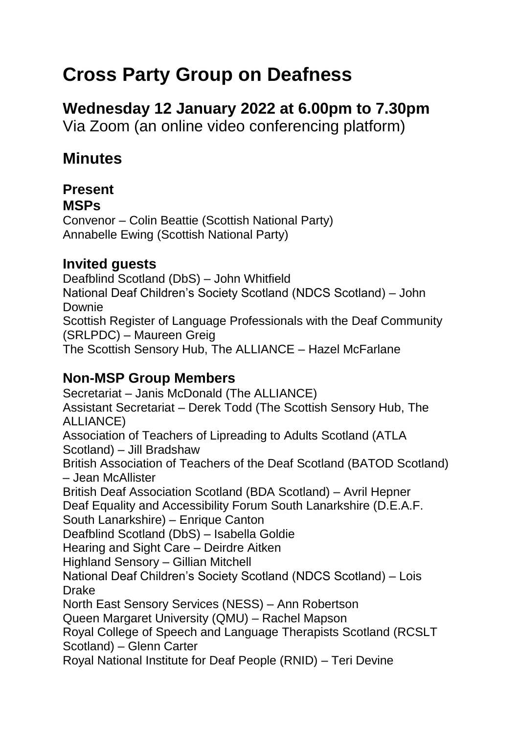# Cross Party Group on Deafness

## Wednesday 12 January 2022 at 6.00pm to 7.30pm

Via Zoom (an online video conferencing platform)

## Minutes

### Present

#### MSPs

Convenor – Colin Beattie (Scottish National Party)
Annabelle Ewing (Scottish National Party)

### Invited guests

Deafblind Scotland (DbS) – John Whitfield
National Deaf Children's Society Scotland (NDCS Scotland) – John Downie
Scottish Register of Language Professionals with the Deaf Community (SRLPDC) – Maureen Greig
The Scottish Sensory Hub, The ALLIANCE – Hazel McFarlane

### Non-MSP Group Members

Secretariat – Janis McDonald (The ALLIANCE)
Assistant Secretariat – Derek Todd (The Scottish Sensory Hub, The ALLIANCE)
Association of Teachers of Lipreading to Adults Scotland (ATLA Scotland) – Jill Bradshaw
British Association of Teachers of the Deaf Scotland (BATOD Scotland) – Jean McAllister
British Deaf Association Scotland (BDA Scotland) – Avril Hepner
Deaf Equality and Accessibility Forum South Lanarkshire (D.E.A.F. South Lanarkshire) – Enrique Canton
Deafblind Scotland (DbS) – Isabella Goldie
Hearing and Sight Care – Deirdre Aitken
Highland Sensory – Gillian Mitchell
National Deaf Children's Society Scotland (NDCS Scotland) – Lois Drake
North East Sensory Services (NESS) – Ann Robertson
Queen Margaret University (QMU) – Rachel Mapson
Royal College of Speech and Language Therapists Scotland (RCSLT Scotland) – Glenn Carter
Royal National Institute for Deaf People (RNID) – Teri Devine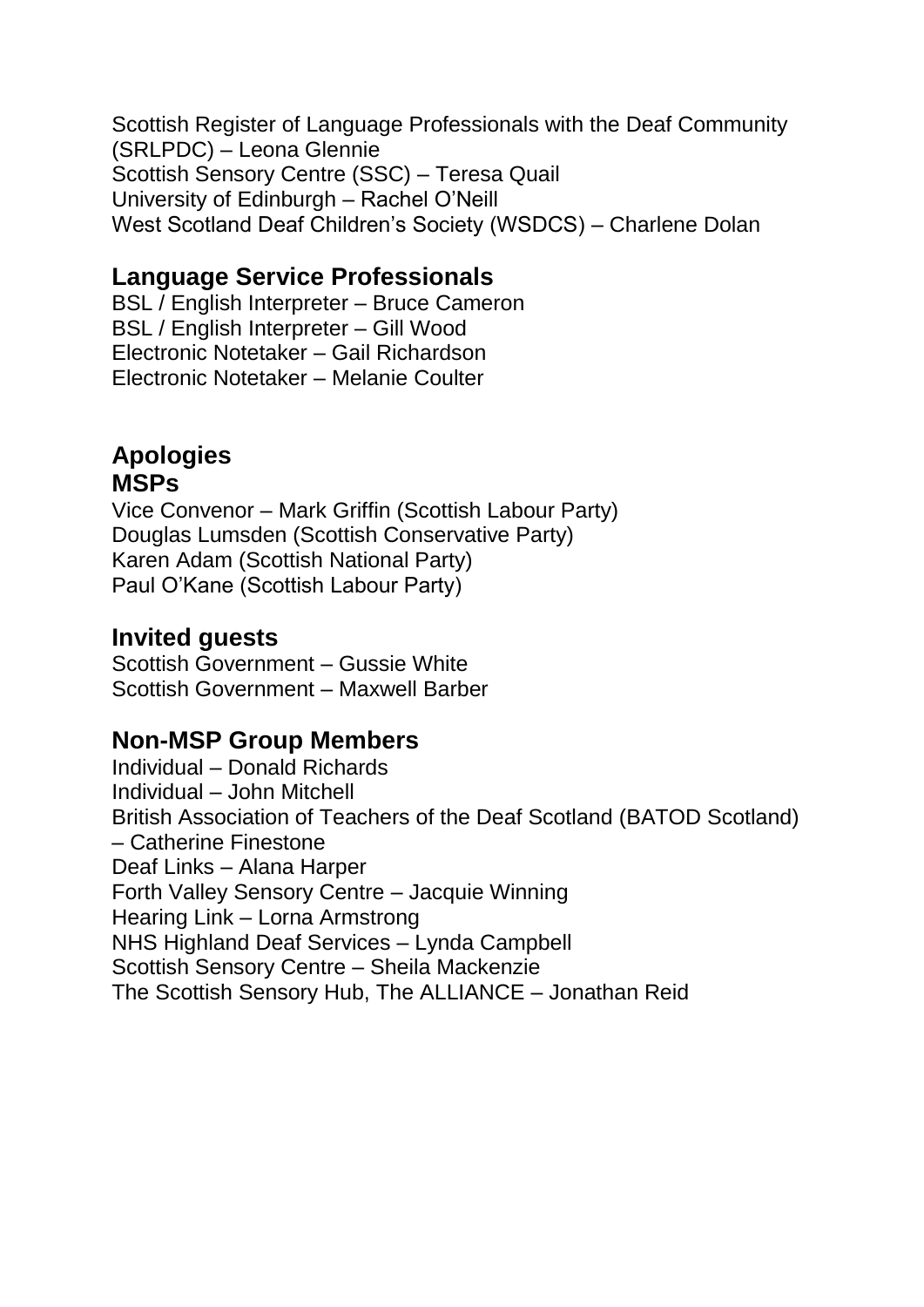Scottish Register of Language Professionals with the Deaf Community (SRLPDC) – Leona Glennie
Scottish Sensory Centre (SSC) – Teresa Quail
University of Edinburgh – Rachel O'Neill
West Scotland Deaf Children's Society (WSDCS) – Charlene Dolan

## Language Service Professionals

BSL / English Interpreter – Bruce Cameron
BSL / English Interpreter – Gill Wood
Electronic Notetaker – Gail Richardson
Electronic Notetaker – Melanie Coulter

## Apologies

### MSPs

Vice Convenor – Mark Griffin (Scottish Labour Party)
Douglas Lumsden (Scottish Conservative Party)
Karen Adam (Scottish National Party)
Paul O'Kane (Scottish Labour Party)

## Invited guests

Scottish Government – Gussie White
Scottish Government – Maxwell Barber

## Non-MSP Group Members

Individual – Donald Richards
Individual – John Mitchell
British Association of Teachers of the Deaf Scotland (BATOD Scotland) – Catherine Finestone
Deaf Links – Alana Harper
Forth Valley Sensory Centre – Jacquie Winning
Hearing Link – Lorna Armstrong
NHS Highland Deaf Services – Lynda Campbell
Scottish Sensory Centre – Sheila Mackenzie
The Scottish Sensory Hub, The ALLIANCE – Jonathan Reid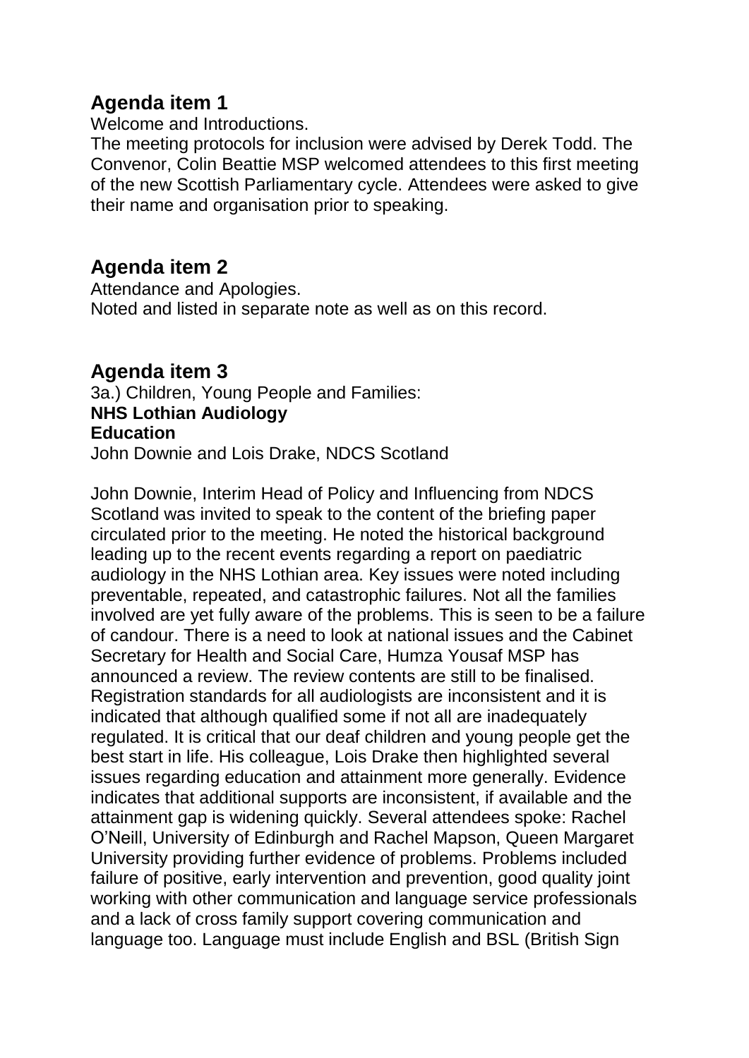## Agenda item 1

Welcome and Introductions.

The meeting protocols for inclusion were advised by Derek Todd. The Convenor, Colin Beattie MSP welcomed attendees to this first meeting of the new Scottish Parliamentary cycle. Attendees were asked to give their name and organisation prior to speaking.

## Agenda item 2

Attendance and Apologies.

Noted and listed in separate note as well as on this record.

## Agenda item 3

3a.) Children, Young People and Families:
**NHS Lothian Audiology**
**Education**
John Downie and Lois Drake, NDCS Scotland

John Downie, Interim Head of Policy and Influencing from NDCS Scotland was invited to speak to the content of the briefing paper circulated prior to the meeting. He noted the historical background leading up to the recent events regarding a report on paediatric audiology in the NHS Lothian area. Key issues were noted including preventable, repeated, and catastrophic failures. Not all the families involved are yet fully aware of the problems. This is seen to be a failure of candour. There is a need to look at national issues and the Cabinet Secretary for Health and Social Care, Humza Yousaf MSP has announced a review. The review contents are still to be finalised. Registration standards for all audiologists are inconsistent and it is indicated that although qualified some if not all are inadequately regulated. It is critical that our deaf children and young people get the best start in life. His colleague, Lois Drake then highlighted several issues regarding education and attainment more generally. Evidence indicates that additional supports are inconsistent, if available and the attainment gap is widening quickly. Several attendees spoke: Rachel O'Neill, University of Edinburgh and Rachel Mapson, Queen Margaret University providing further evidence of problems. Problems included failure of positive, early intervention and prevention, good quality joint working with other communication and language service professionals and a lack of cross family support covering communication and language too. Language must include English and BSL (British Sign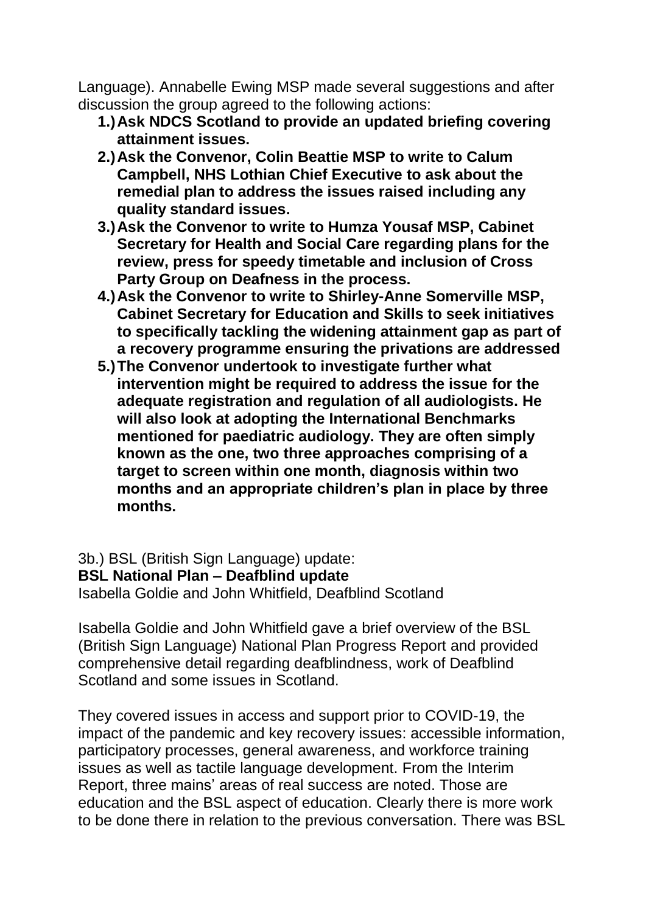Language). Annabelle Ewing MSP made several suggestions and after discussion the group agreed to the following actions:

1.) **Ask NDCS Scotland to provide an updated briefing covering attainment issues.**
2.) **Ask the Convenor, Colin Beattie MSP to write to Calum Campbell, NHS Lothian Chief Executive to ask about the remedial plan to address the issues raised including any quality standard issues.**
3.) **Ask the Convenor to write to Humza Yousaf MSP, Cabinet Secretary for Health and Social Care regarding plans for the review, press for speedy timetable and inclusion of Cross Party Group on Deafness in the process.**
4.) **Ask the Convenor to write to Shirley-Anne Somerville MSP, Cabinet Secretary for Education and Skills to seek initiatives to specifically tackling the widening attainment gap as part of a recovery programme ensuring the privations are addressed**
5.) **The Convenor undertook to investigate further what intervention might be required to address the issue for the adequate registration and regulation of all audiologists. He will also look at adopting the International Benchmarks mentioned for paediatric audiology. They are often simply known as the one, two three approaches comprising of a target to screen within one month, diagnosis within two months and an appropriate children's plan in place by three months.**

3b.) BSL (British Sign Language) update:
**BSL National Plan – Deafblind update**
Isabella Goldie and John Whitfield, Deafblind Scotland

Isabella Goldie and John Whitfield gave a brief overview of the BSL (British Sign Language) National Plan Progress Report and provided comprehensive detail regarding deafblindness, work of Deafblind Scotland and some issues in Scotland.

They covered issues in access and support prior to COVID-19, the impact of the pandemic and key recovery issues: accessible information, participatory processes, general awareness, and workforce training issues as well as tactile language development. From the Interim Report, three mains' areas of real success are noted. Those are education and the BSL aspect of education. Clearly there is more work to be done there in relation to the previous conversation. There was BSL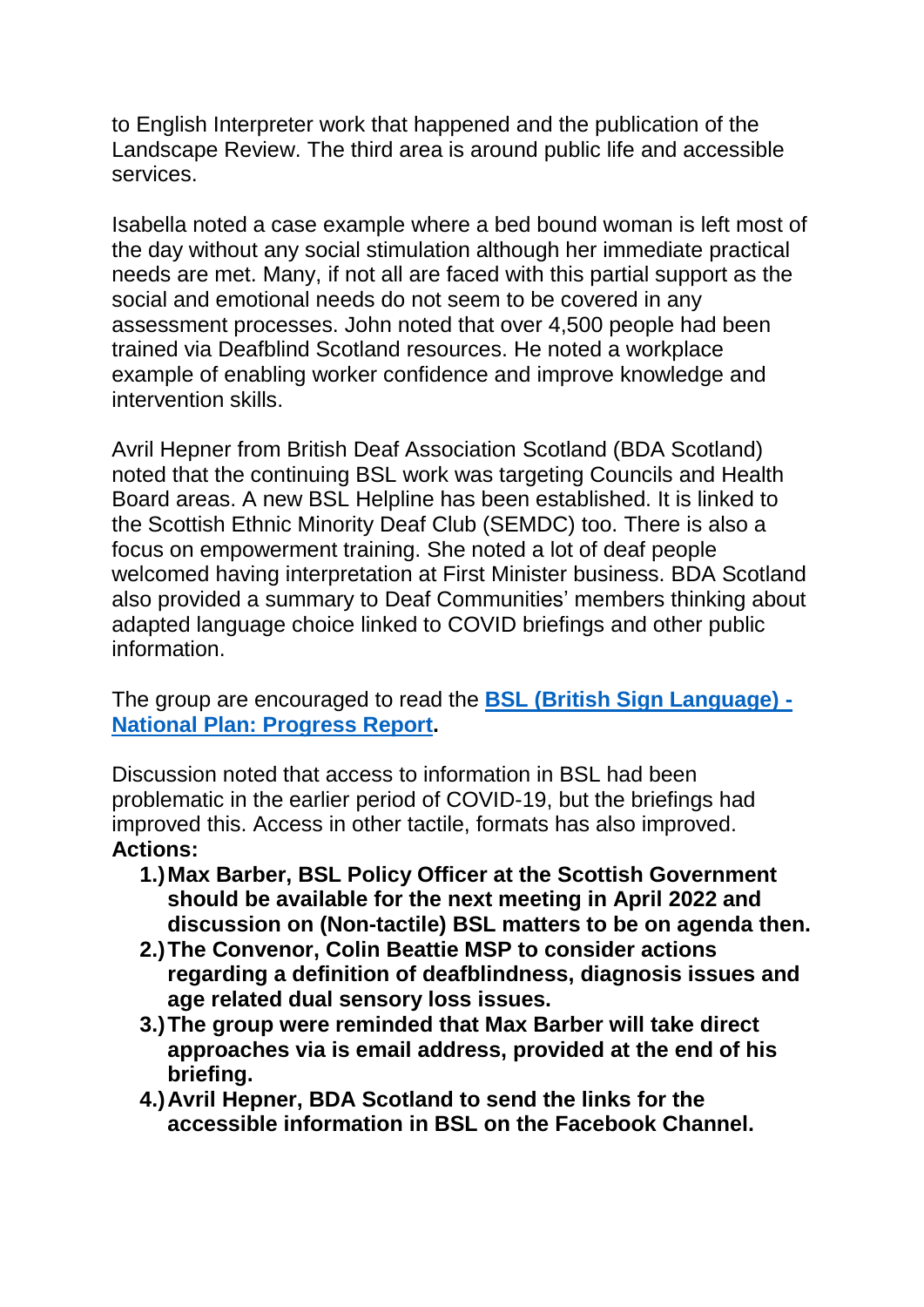to English Interpreter work that happened and the publication of the Landscape Review. The third area is around public life and accessible services.

Isabella noted a case example where a bed bound woman is left most of the day without any social stimulation although her immediate practical needs are met. Many, if not all are faced with this partial support as the social and emotional needs do not seem to be covered in any assessment processes. John noted that over 4,500 people had been trained via Deafblind Scotland resources. He noted a workplace example of enabling worker confidence and improve knowledge and intervention skills.

Avril Hepner from British Deaf Association Scotland (BDA Scotland) noted that the continuing BSL work was targeting Councils and Health Board areas. A new BSL Helpline has been established. It is linked to the Scottish Ethnic Minority Deaf Club (SEMDC) too. There is also a focus on empowerment training. She noted a lot of deaf people welcomed having interpretation at First Minister business. BDA Scotland also provided a summary to Deaf Communities' members thinking about adapted language choice linked to COVID briefings and other public information.

The group are encouraged to read the **BSL (British Sign Language) - National Plan: Progress Report.**

Discussion noted that access to information in BSL had been problematic in the earlier period of COVID-19, but the briefings had improved this. Access in other tactile, formats has also improved.
**Actions:**

1. **Max Barber, BSL Policy Officer at the Scottish Government should be available for the next meeting in April 2022 and discussion on (Non-tactile) BSL matters to be on agenda then.**
2. **The Convenor, Colin Beattie MSP to consider actions regarding a definition of deafblindness, diagnosis issues and age related dual sensory loss issues.**
3. **The group were reminded that Max Barber will take direct approaches via is email address, provided at the end of his briefing.**
4. **Avril Hepner, BDA Scotland to send the links for the accessible information in BSL on the Facebook Channel.**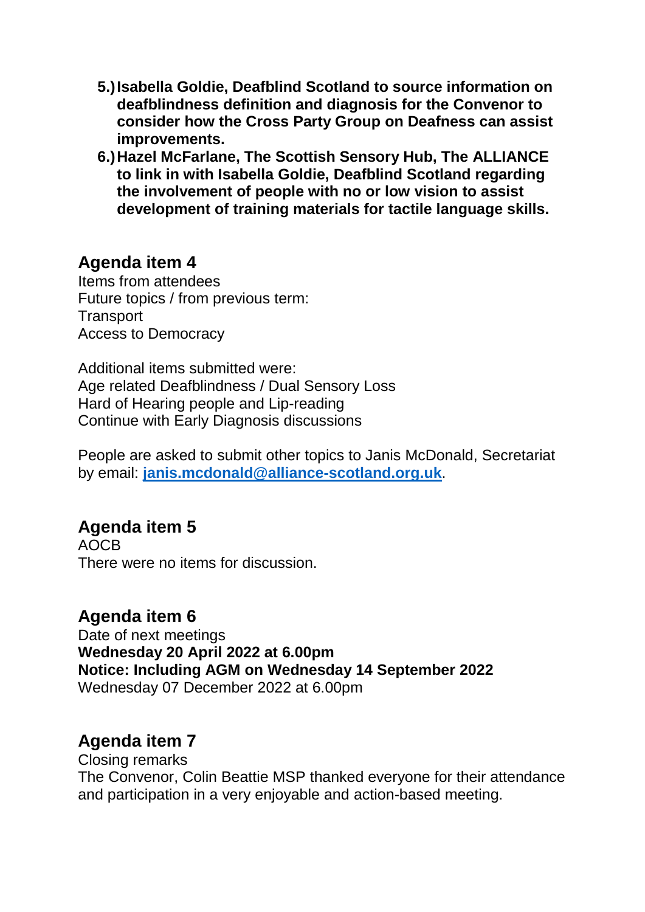5.) **Isabella Goldie, Deafblind Scotland to source information on deafblindness definition and diagnosis for the Convenor to consider how the Cross Party Group on Deafness can assist improvements.**
6.) **Hazel McFarlane, The Scottish Sensory Hub, The ALLIANCE to link in with Isabella Goldie, Deafblind Scotland regarding the involvement of people with no or low vision to assist development of training materials for tactile language skills.**

## Agenda item 4

Items from attendees
Future topics / from previous term:
Transport
Access to Democracy

Additional items submitted were:
Age related Deafblindness / Dual Sensory Loss
Hard of Hearing people and Lip-reading
Continue with Early Diagnosis discussions

People are asked to submit other topics to Janis McDonald, Secretariat by email: **janis.mcdonald@alliance-scotland.org.uk**.

## Agenda item 5

AOCB
There were no items for discussion.

## Agenda item 6

Date of next meetings
**Wednesday 20 April 2022 at 6.00pm**
**Notice: Including AGM on Wednesday 14 September 2022**
Wednesday 07 December 2022 at 6.00pm

## Agenda item 7

Closing remarks
The Convenor, Colin Beattie MSP thanked everyone for their attendance and participation in a very enjoyable and action-based meeting.